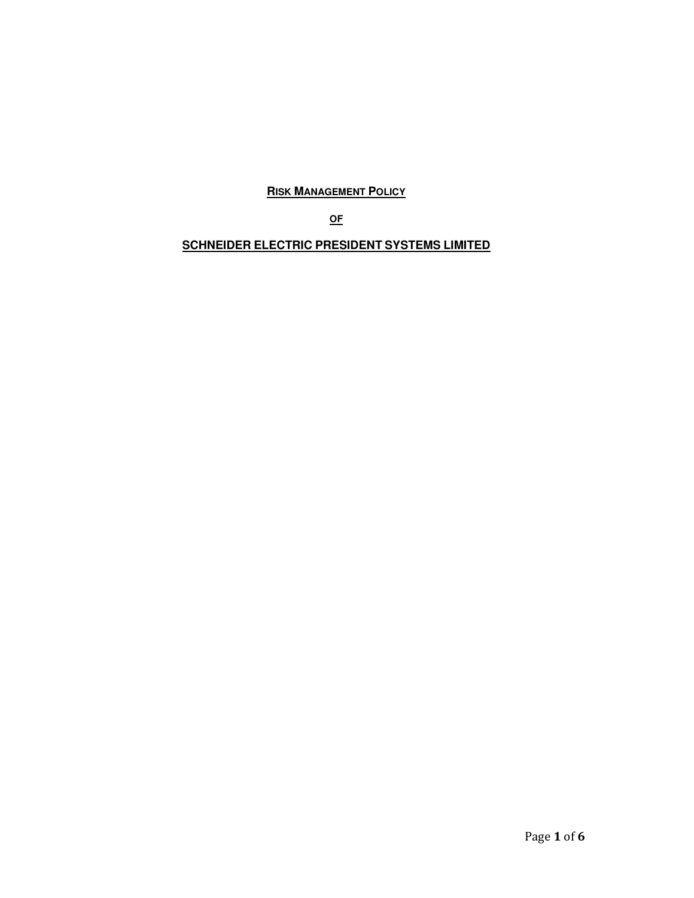# RISK MANAGEMENT POLICY

**OF**

# SCHNEIDER ELECTRIC PRESIDENT SYSTEMS LIMITED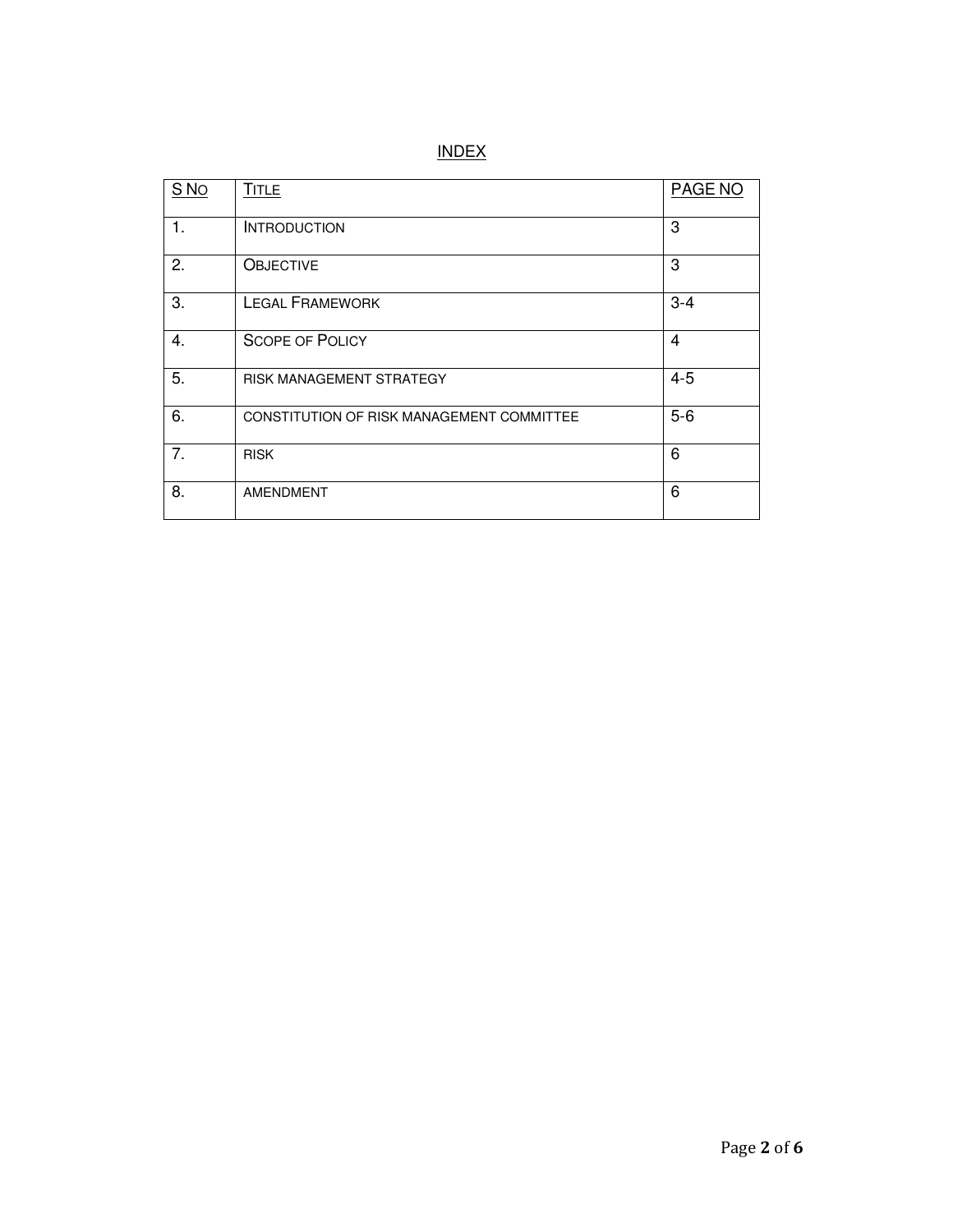## INDEX

| S No | Title | PAGE NO |
|---|---|---|
| 1. | Introduction | 3 |
| 2. | Objective | 3 |
| 3. | Legal Framework | 3-4 |
| 4. | Scope of Policy | 4 |
| 5. | RISK MANAGEMENT STRATEGY | 4-5 |
| 6. | CONSTITUTION OF RISK MANAGEMENT COMMITTEE | 5-6 |
| 7. | RISK | 6 |
| 8. | AMENDMENT | 6 |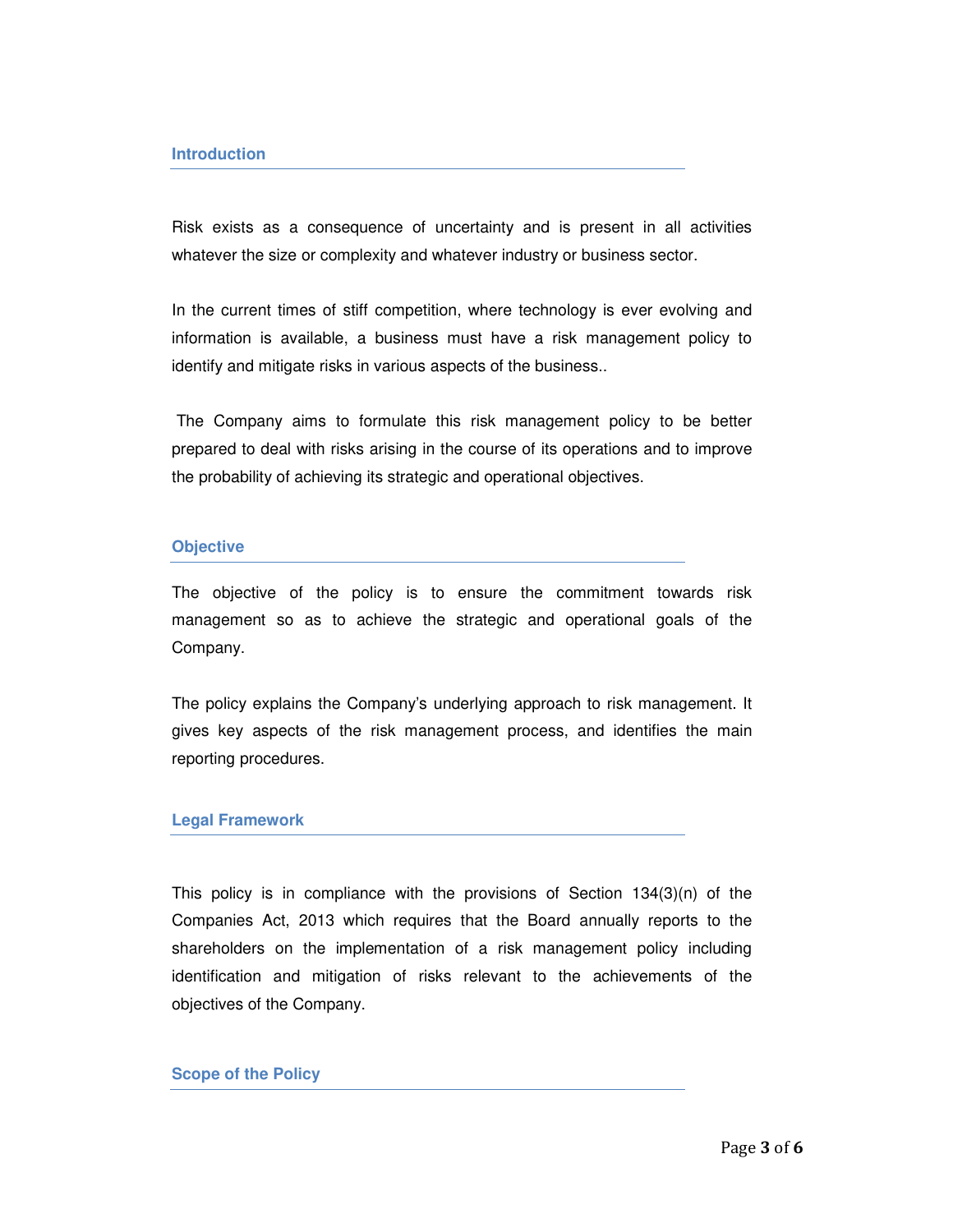## Introduction

Risk exists as a consequence of uncertainty and is present in all activities whatever the size or complexity and whatever industry or business sector.

In the current times of stiff competition, where technology is ever evolving and information is available, a business must have a risk management policy to identify and mitigate risks in various aspects of the business..

The Company aims to formulate this risk management policy to be better prepared to deal with risks arising in the course of its operations and to improve the probability of achieving its strategic and operational objectives.

## Objective

The objective of the policy is to ensure the commitment towards risk management so as to achieve the strategic and operational goals of the Company.

The policy explains the Company's underlying approach to risk management. It gives key aspects of the risk management process, and identifies the main reporting procedures.

## Legal Framework

This policy is in compliance with the provisions of Section 134(3)(n) of the Companies Act, 2013 which requires that the Board annually reports to the shareholders on the implementation of a risk management policy including identification and mitigation of risks relevant to the achievements of the objectives of the Company.

## Scope of the Policy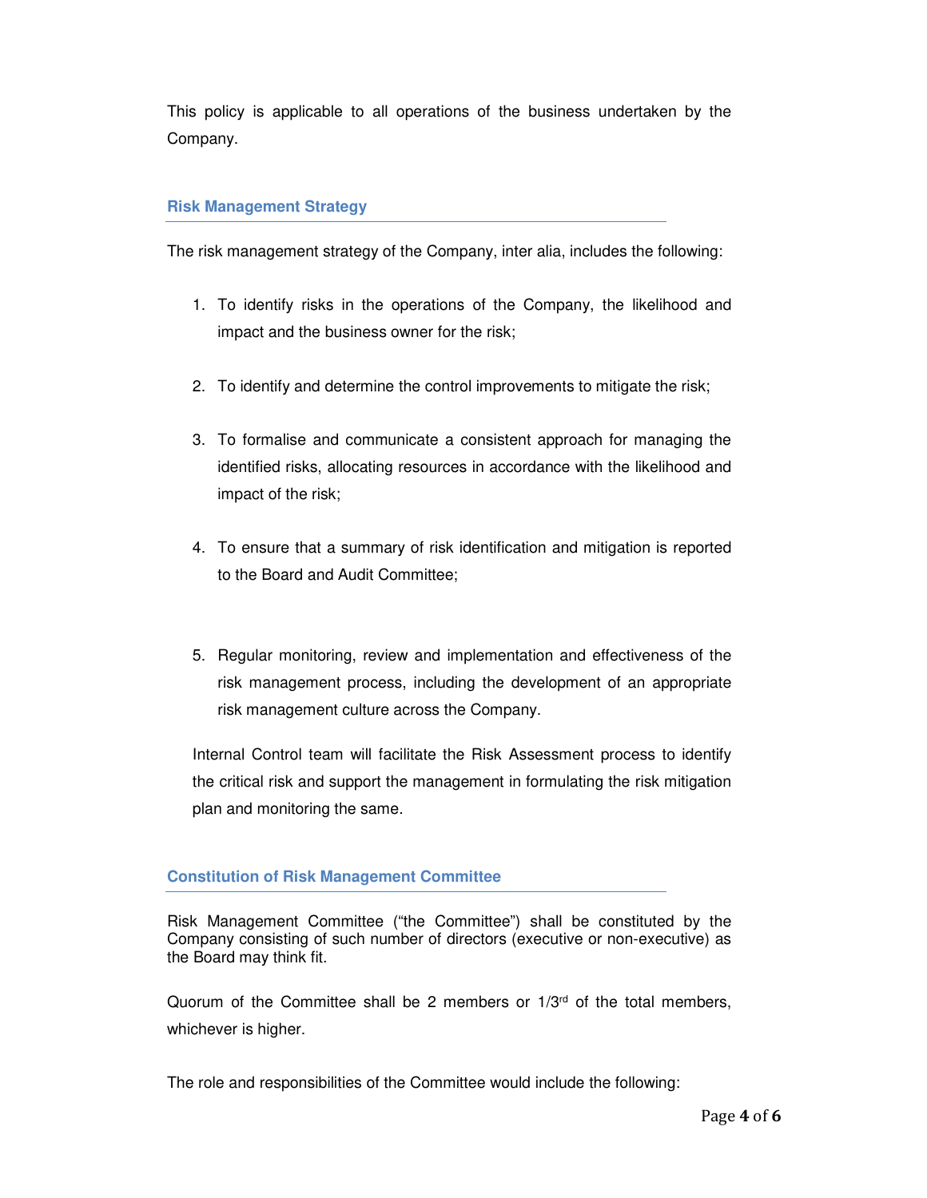This policy is applicable to all operations of the business undertaken by the Company.

## Risk Management Strategy

The risk management strategy of the Company, inter alia, includes the following:

1. To identify risks in the operations of the Company, the likelihood and impact and the business owner for the risk;

2. To identify and determine the control improvements to mitigate the risk;

3. To formalise and communicate a consistent approach for managing the identified risks, allocating resources in accordance with the likelihood and impact of the risk;

4. To ensure that a summary of risk identification and mitigation is reported to the Board and Audit Committee;

5. Regular monitoring, review and implementation and effectiveness of the risk management process, including the development of an appropriate risk management culture across the Company.

Internal Control team will facilitate the Risk Assessment process to identify the critical risk and support the management in formulating the risk mitigation plan and monitoring the same.

## Constitution of Risk Management Committee

Risk Management Committee ("the Committee") shall be constituted by the Company consisting of such number of directors (executive or non-executive) as the Board may think fit.

Quorum of the Committee shall be 2 members or 1/3rd of the total members, whichever is higher.

The role and responsibilities of the Committee would include the following: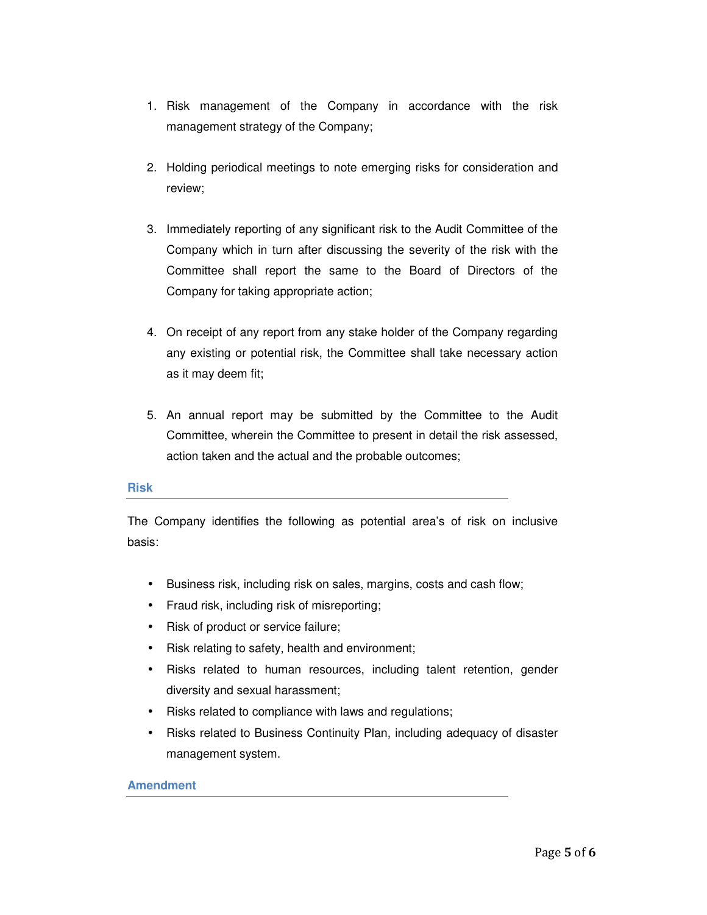1. Risk management of the Company in accordance with the risk management strategy of the Company;

2. Holding periodical meetings to note emerging risks for consideration and review;

3. Immediately reporting of any significant risk to the Audit Committee of the Company which in turn after discussing the severity of the risk with the Committee shall report the same to the Board of Directors of the Company for taking appropriate action;

4. On receipt of any report from any stake holder of the Company regarding any existing or potential risk, the Committee shall take necessary action as it may deem fit;

5. An annual report may be submitted by the Committee to the Audit Committee, wherein the Committee to present in detail the risk assessed, action taken and the actual and the probable outcomes;

## Risk

The Company identifies the following as potential area's of risk on inclusive basis:

- Business risk, including risk on sales, margins, costs and cash flow;
- Fraud risk, including risk of misreporting;
- Risk of product or service failure;
- Risk relating to safety, health and environment;
- Risks related to human resources, including talent retention, gender diversity and sexual harassment;
- Risks related to compliance with laws and regulations;
- Risks related to Business Continuity Plan, including adequacy of disaster management system.

## Amendment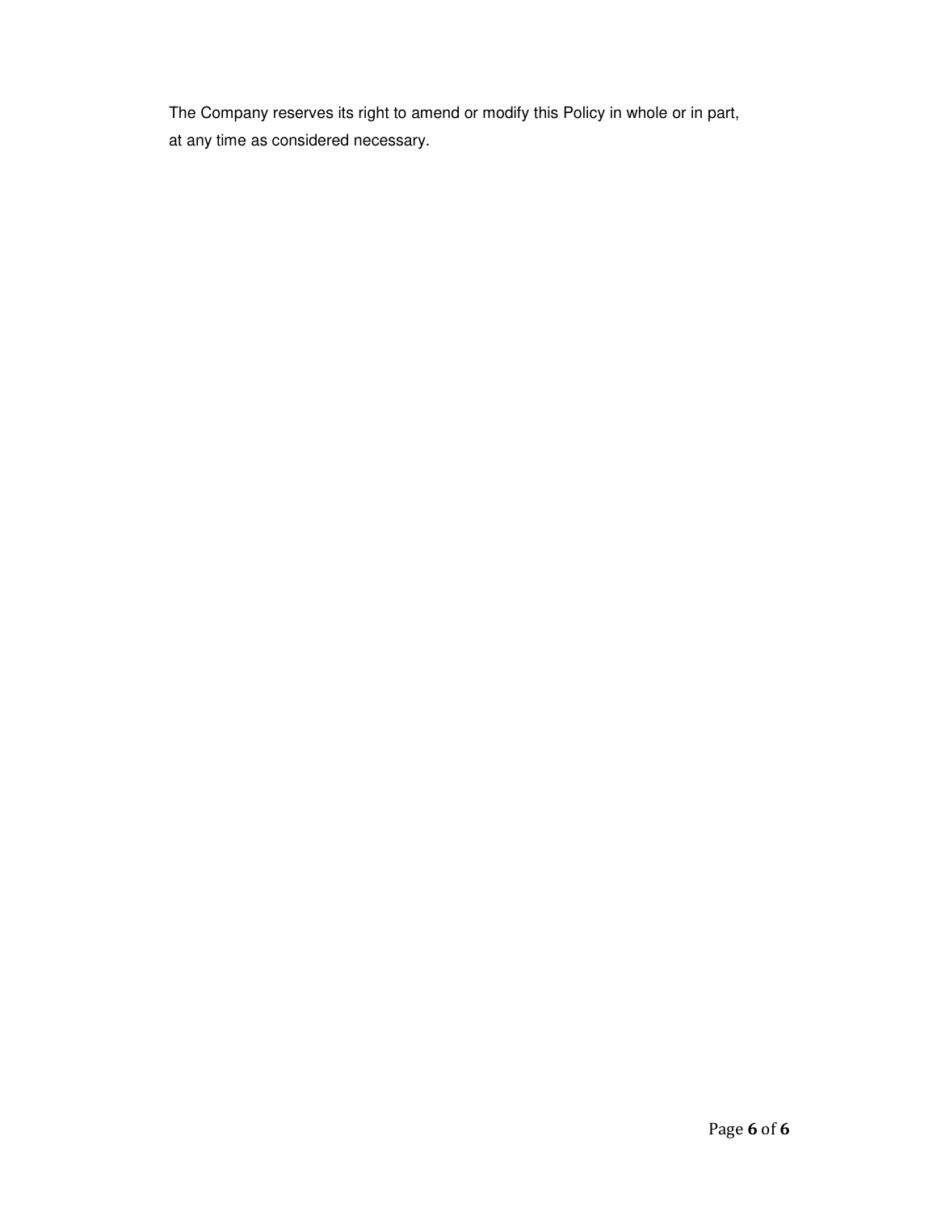The Company reserves its right to amend or modify this Policy in whole or in part, at any time as considered necessary.